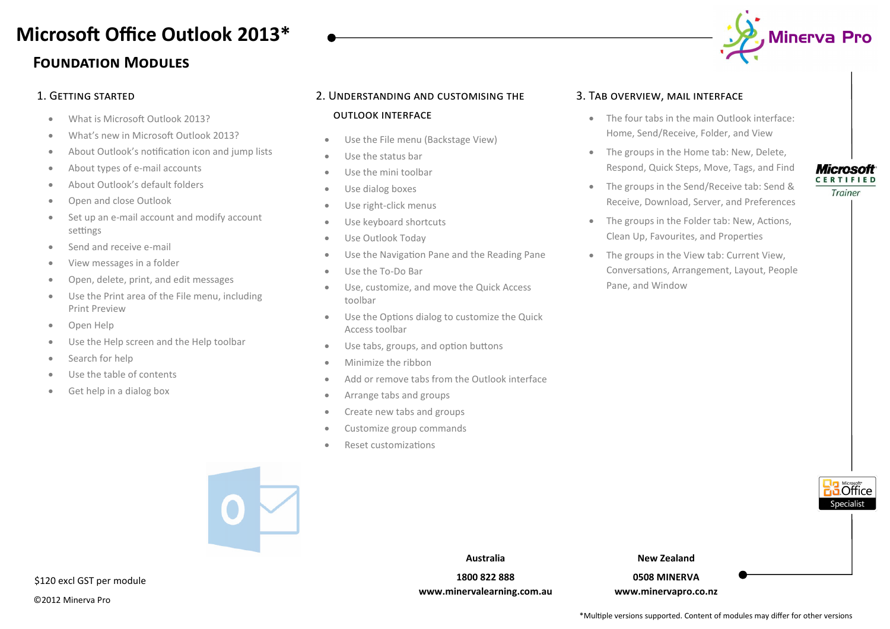# Microsoft Office Outlook 2013*

## Foundation Modules

### 1. Getting Started

- What is Microsoft Outlook 2013?
- What's new in Microsoft Outlook 2013?
- About Outlook's notification icon and jump lists
- About types of e-mail accounts
- About Outlook's default folders
- Open and close Outlook
- Set up an e-mail account and modify account settings
- Send and receive e-mail
- View messages in a folder
- Open, delete, print, and edit messages
- Use the Print area of the File menu, including Print Preview
- Open Help
- Use the Help screen and the Help toolbar
- Search for help
- Use the table of contents
- Get help in a dialog box

### 2. Understanding and Customising the Outlook Interface

- Use the File menu (Backstage View)
- Use the status bar
- Use the mini toolbar
- Use dialog boxes
- Use right-click menus
- Use keyboard shortcuts
- Use Outlook Today
- Use the Navigation Pane and the Reading Pane
- Use the To-Do Bar
- Use, customize, and move the Quick Access toolbar
- Use the Options dialog to customize the Quick Access toolbar
- Use tabs, groups, and option buttons
- Minimize the ribbon
- Add or remove tabs from the Outlook interface
- Arrange tabs and groups
- Create new tabs and groups
- Customize group commands
- Reset customizations

### 3. Tab Overview, Mail Interface

- The four tabs in the main Outlook interface: Home, Send/Receive, Folder, and View
- The groups in the Home tab: New, Delete, Respond, Quick Steps, Move, Tags, and Find
- The groups in the Send/Receive tab: Send & Receive, Download, Server, and Preferences
- The groups in the Folder tab: New, Actions, Clean Up, Favourites, and Properties
- The groups in the View tab: Current View, Conversations, Arrangement, Layout, People Pane, and Window

$120 excl GST per module

©2012 Minerva Pro

**Australia**

**1800 822 888**

**www.minervalearning.com.au**

**New Zealand**

**0508 MINERVA**

**www.minervapro.co.nz**

*Multiple versions supported. Content of modules may differ for other versions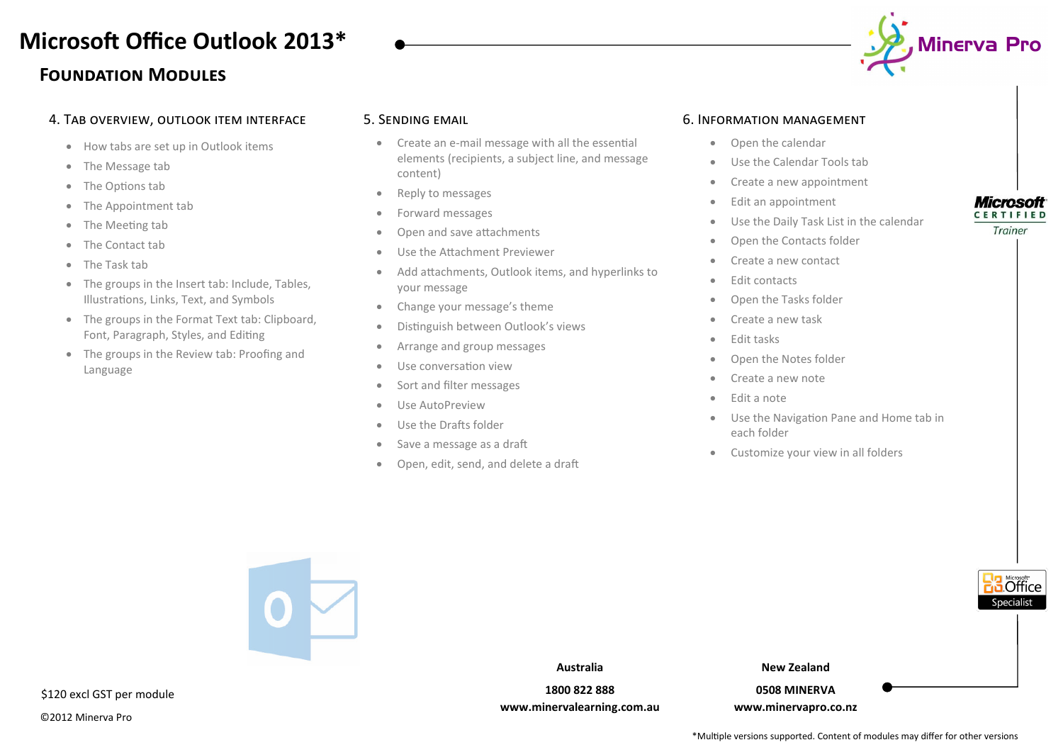# Microsoft Office Outlook 2013*

## Foundation Modules

### 4. Tab overview, Outlook item interface

- How tabs are set up in Outlook items
- The Message tab
- The Options tab
- The Appointment tab
- The Meeting tab
- The Contact tab
- The Task tab
- The groups in the Insert tab: Include, Tables, Illustrations, Links, Text, and Symbols
- The groups in the Format Text tab: Clipboard, Font, Paragraph, Styles, and Editing
- The groups in the Review tab: Proofing and Language

### 5. Sending email

- Create an e-mail message with all the essential elements (recipients, a subject line, and message content)
- Reply to messages
- Forward messages
- Open and save attachments
- Use the Attachment Previewer
- Add attachments, Outlook items, and hyperlinks to your message
- Change your message's theme
- Distinguish between Outlook's views
- Arrange and group messages
- Use conversation view
- Sort and filter messages
- Use AutoPreview
- Use the Drafts folder
- Save a message as a draft
- Open, edit, send, and delete a draft

### 6. Information management

- Open the calendar
- Use the Calendar Tools tab
- Create a new appointment
- Edit an appointment
- Use the Daily Task List in the calendar
- Open the Contacts folder
- Create a new contact
- Edit contacts
- Open the Tasks folder
- Create a new task
- Edit tasks
- Open the Notes folder
- Create a new note
- Edit a note
- Use the Navigation Pane and Home tab in each folder
- Customize your view in all folders

$120 excl GST per module

©2012 Minerva Pro

**Australia**
**1800 822 888**
**www.minervalearning.com.au**

**New Zealand**
**0508 MINERVA**
**www.minervapro.co.nz**

*Multiple versions supported. Content of modules may differ for other versions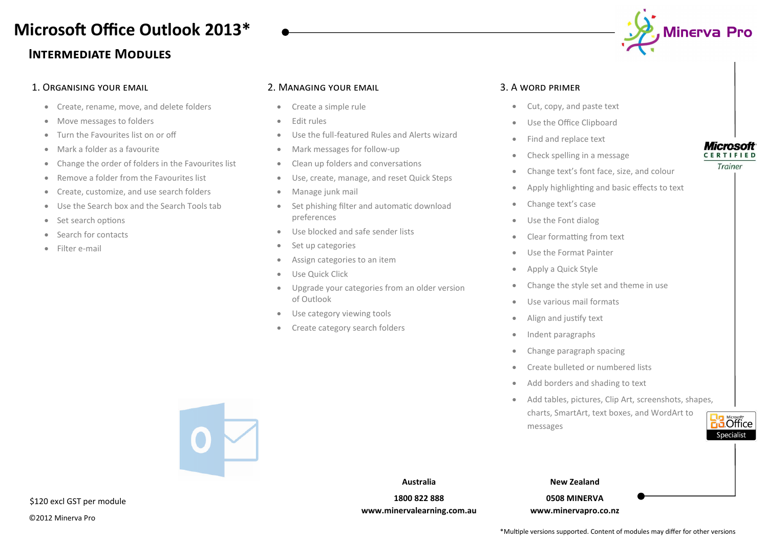# Microsoft Office Outlook 2013*

## Intermediate Modules

### 1. Organising your email

- Create, rename, move, and delete folders
- Move messages to folders
- Turn the Favourites list on or off
- Mark a folder as a favourite
- Change the order of folders in the Favourites list
- Remove a folder from the Favourites list
- Create, customize, and use search folders
- Use the Search box and the Search Tools tab
- Set search options
- Search for contacts
- Filter e-mail

### 2. Managing your email

- Create a simple rule
- Edit rules
- Use the full-featured Rules and Alerts wizard
- Mark messages for follow-up
- Clean up folders and conversations
- Use, create, manage, and reset Quick Steps
- Manage junk mail
- Set phishing filter and automatic download preferences
- Use blocked and safe sender lists
- Set up categories
- Assign categories to an item
- Use Quick Click
- Upgrade your categories from an older version of Outlook
- Use category viewing tools
- Create category search folders

### 3. A word primer

- Cut, copy, and paste text
- Use the Office Clipboard
- Find and replace text
- Check spelling in a message
- Change text's font face, size, and colour
- Apply highlighting and basic effects to text
- Change text's case
- Use the Font dialog
- Clear formatting from text
- Use the Format Painter
- Apply a Quick Style
- Change the style set and theme in use
- Use various mail formats
- Align and justify text
- Indent paragraphs
- Change paragraph spacing
- Create bulleted or numbered lists
- Add borders and shading to text
- Add tables, pictures, Clip Art, screenshots, shapes, charts, SmartArt, text boxes, and WordArt to messages

$120 excl GST per module

©2012 Minerva Pro

**Australia**

**1800 822 888**
**www.minervalearning.com.au**

**New Zealand**

**0508 MINERVA**
**www.minervapro.co.nz**

*Multiple versions supported. Content of modules may differ for other versions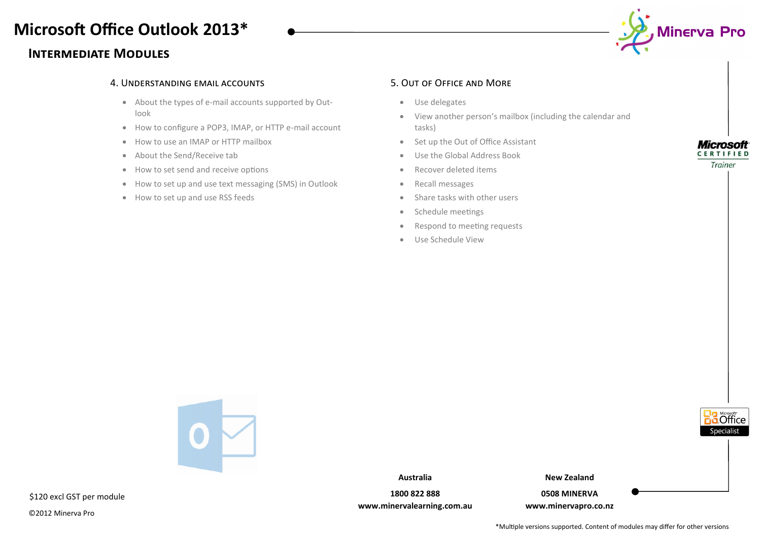# Microsoft Office Outlook 2013*

## Intermediate Modules

### 4. Understanding Email Accounts

- About the types of e-mail accounts supported by Outlook
- How to configure a POP3, IMAP, or HTTP e-mail account
- How to use an IMAP or HTTP mailbox
- About the Send/Receive tab
- How to set send and receive options
- How to set up and use text messaging (SMS) in Outlook
- How to set up and use RSS feeds

### 5. Out of Office and More

- Use delegates
- View another person's mailbox (including the calendar and tasks)
- Set up the Out of Office Assistant
- Use the Global Address Book
- Recover deleted items
- Recall messages
- Share tasks with other users
- Schedule meetings
- Respond to meeting requests
- Use Schedule View

$120 excl GST per module

©2012 Minerva Pro

**Australia**

**1800 822 888**

**www.minervalearning.com.au**

**New Zealand**

**0508 MINERVA**

**www.minervapro.co.nz**

*Multiple versions supported. Content of modules may differ for other versions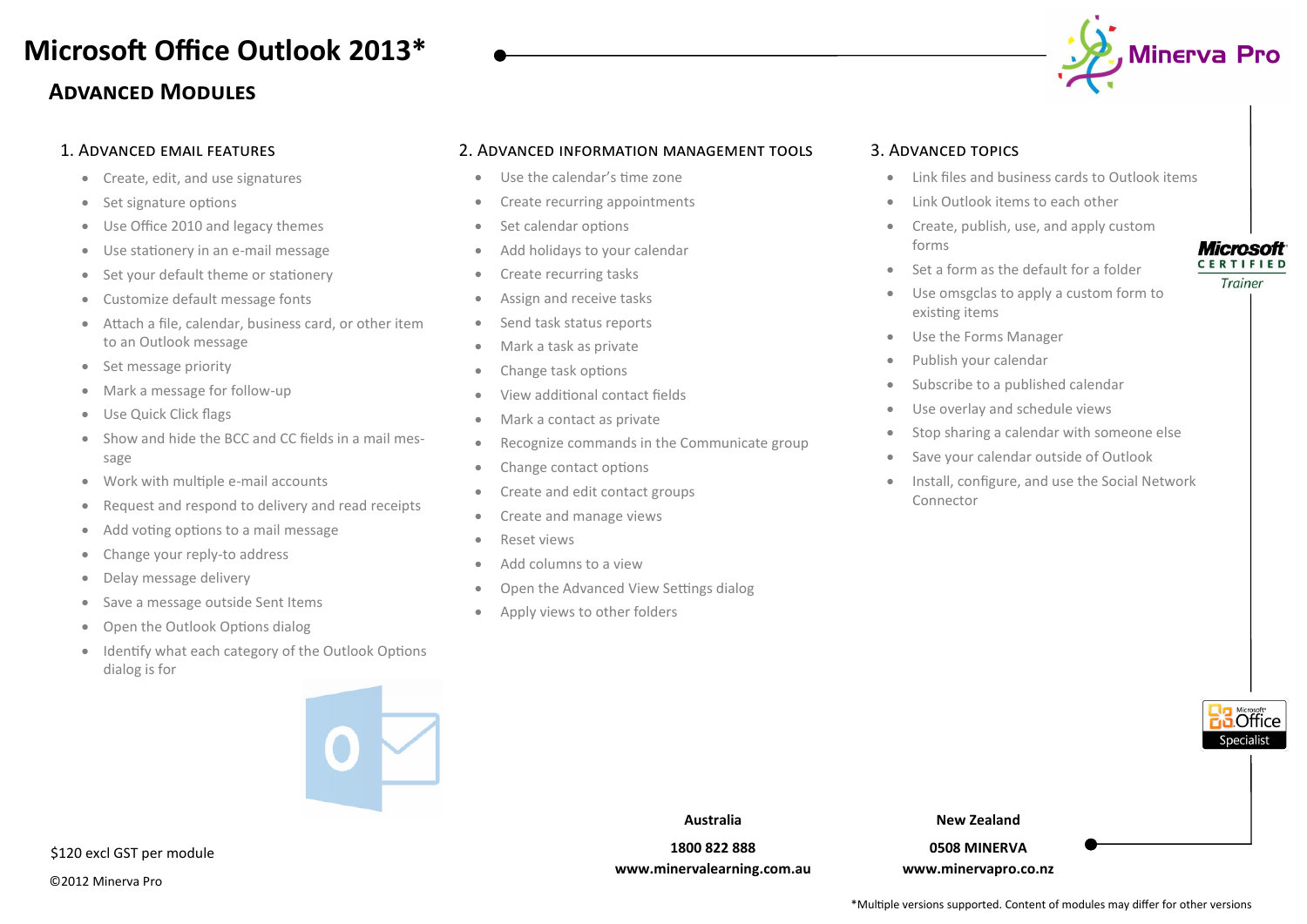# Microsoft Office Outlook 2013*

## Advanced Modules

### 1. Advanced email features

- Create, edit, and use signatures
- Set signature options
- Use Office 2010 and legacy themes
- Use stationery in an e-mail message
- Set your default theme or stationery
- Customize default message fonts
- Attach a file, calendar, business card, or other item to an Outlook message
- Set message priority
- Mark a message for follow-up
- Use Quick Click flags
- Show and hide the BCC and CC fields in a mail message
- Work with multiple e-mail accounts
- Request and respond to delivery and read receipts
- Add voting options to a mail message
- Change your reply-to address
- Delay message delivery
- Save a message outside Sent Items
- Open the Outlook Options dialog
- Identify what each category of the Outlook Options dialog is for

### 2. Advanced information management tools

- Use the calendar's time zone
- Create recurring appointments
- Set calendar options
- Add holidays to your calendar
- Create recurring tasks
- Assign and receive tasks
- Send task status reports
- Mark a task as private
- Change task options
- View additional contact fields
- Mark a contact as private
- Recognize commands in the Communicate group
- Change contact options
- Create and edit contact groups
- Create and manage views
- Reset views
- Add columns to a view
- Open the Advanced View Settings dialog
- Apply views to other folders

### 3. Advanced topics

- Link files and business cards to Outlook items
- Link Outlook items to each other
- Create, publish, use, and apply custom forms
- Set a form as the default for a folder
- Use omsgclas to apply a custom form to existing items
- Use the Forms Manager
- Publish your calendar
- Subscribe to a published calendar
- Use overlay and schedule views
- Stop sharing a calendar with someone else
- Save your calendar outside of Outlook
- Install, configure, and use the Social Network Connector

$120 excl GST per module

©2012 Minerva Pro

**Australia**
**1800 822 888**
**www.minervalearning.com.au**

**New Zealand**
**0508 MINERVA**
**www.minervapro.co.nz**

*Multiple versions supported. Content of modules may differ for other versions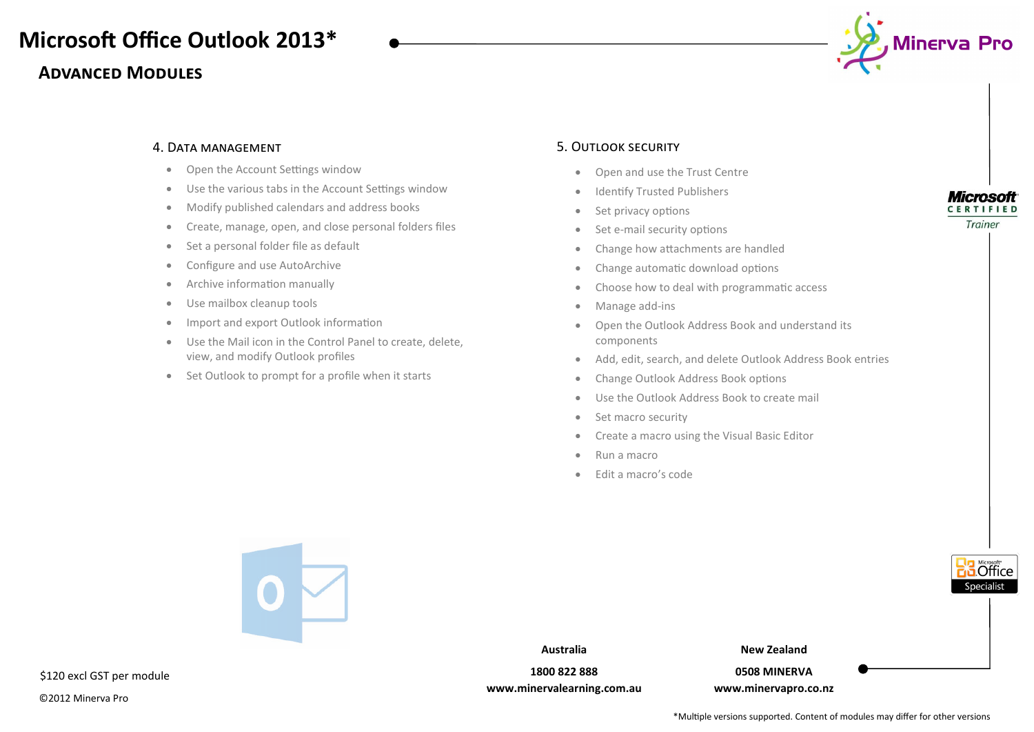# Microsoft Office Outlook 2013*

## Advanced Modules

### 4. Data management

- Open the Account Settings window
- Use the various tabs in the Account Settings window
- Modify published calendars and address books
- Create, manage, open, and close personal folders files
- Set a personal folder file as default
- Configure and use AutoArchive
- Archive information manually
- Use mailbox cleanup tools
- Import and export Outlook information
- Use the Mail icon in the Control Panel to create, delete, view, and modify Outlook profiles
- Set Outlook to prompt for a profile when it starts

### 5. Outlook security

- Open and use the Trust Centre
- Identify Trusted Publishers
- Set privacy options
- Set e-mail security options
- Change how attachments are handled
- Change automatic download options
- Choose how to deal with programmatic access
- Manage add-ins
- Open the Outlook Address Book and understand its components
- Add, edit, search, and delete Outlook Address Book entries
- Change Outlook Address Book options
- Use the Outlook Address Book to create mail
- Set macro security
- Create a macro using the Visual Basic Editor
- Run a macro
- Edit a macro's code

$120 excl GST per module

©2012 Minerva Pro

**Australia**
**1800 822 888**
**www.minervalearning.com.au**

**New Zealand**
**0508 MINERVA**
**www.minervapro.co.nz**

*Multiple versions supported. Content of modules may differ for other versions